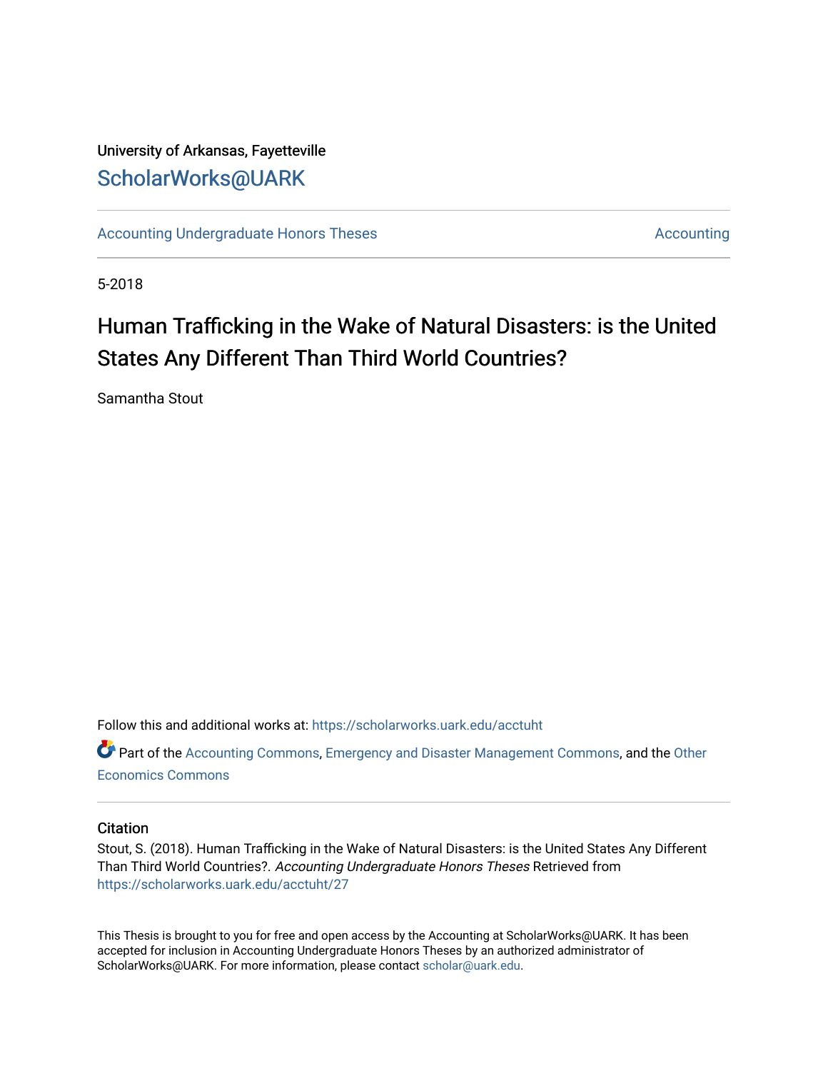University of Arkansas, Fayetteville

ScholarWorks@UARK

Accounting Undergraduate Honors Theses

Accounting

5-2018

# Human Trafficking in the Wake of Natural Disasters: is the United States Any Different Than Third World Countries?

Samantha Stout

Follow this and additional works at: https://scholarworks.uark.edu/acctuht

Part of the Accounting Commons, Emergency and Disaster Management Commons, and the Other Economics Commons

## Citation

Stout, S. (2018). Human Trafficking in the Wake of Natural Disasters: is the United States Any Different Than Third World Countries?. *Accounting Undergraduate Honors Theses* Retrieved from https://scholarworks.uark.edu/acctuht/27

This Thesis is brought to you for free and open access by the Accounting at ScholarWorks@UARK. It has been accepted for inclusion in Accounting Undergraduate Honors Theses by an authorized administrator of ScholarWorks@UARK. For more information, please contact scholar@uark.edu.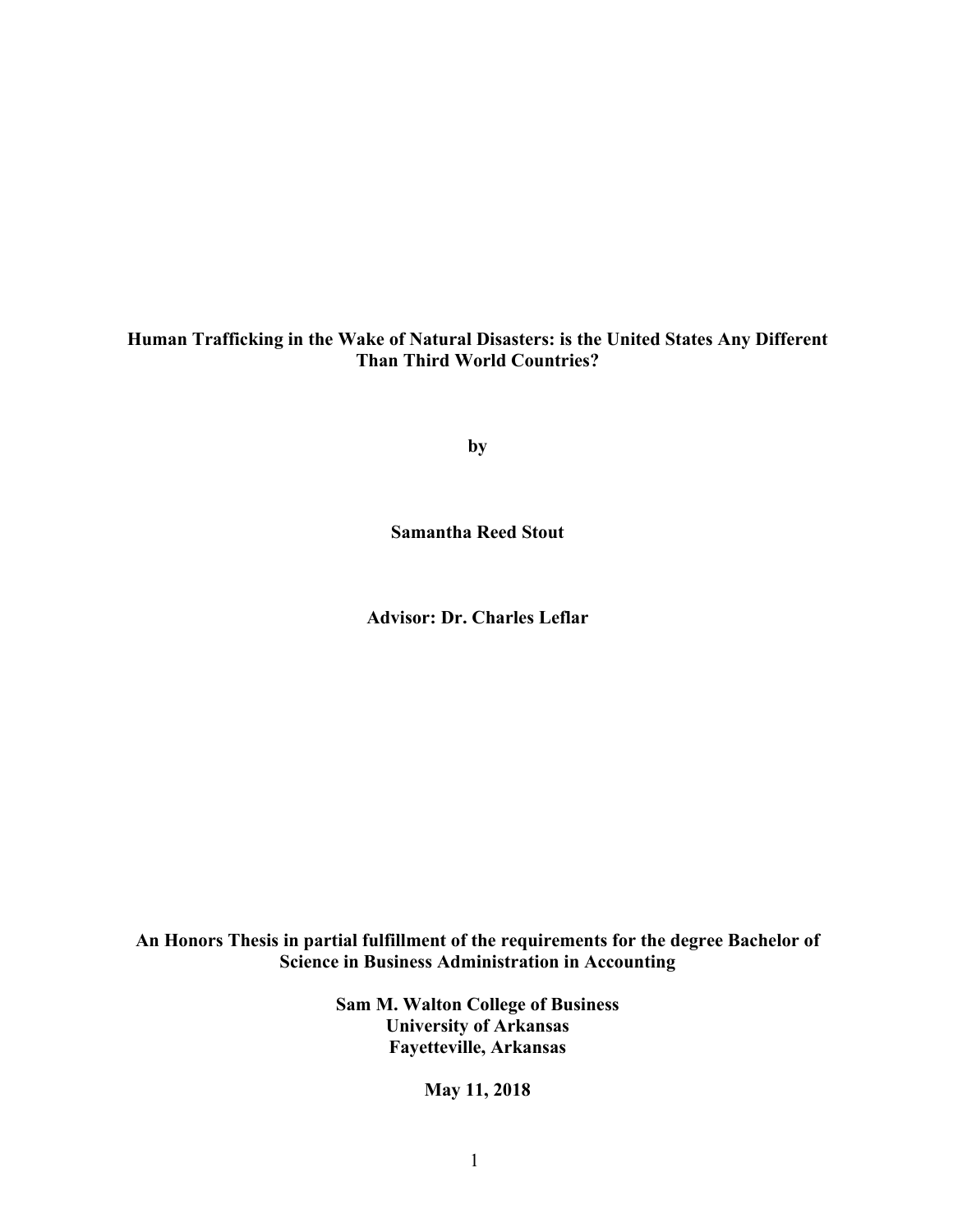**Human Trafficking in the Wake of Natural Disasters: is the United States Any Different Than Third World Countries?**

**by**

**Samantha Reed Stout**

**Advisor: Dr. Charles Leflar**

**An Honors Thesis in partial fulfillment of the requirements for the degree Bachelor of Science in Business Administration in Accounting**

**Sam M. Walton College of Business**
**University of Arkansas**
**Fayetteville, Arkansas**

**May 11, 2018**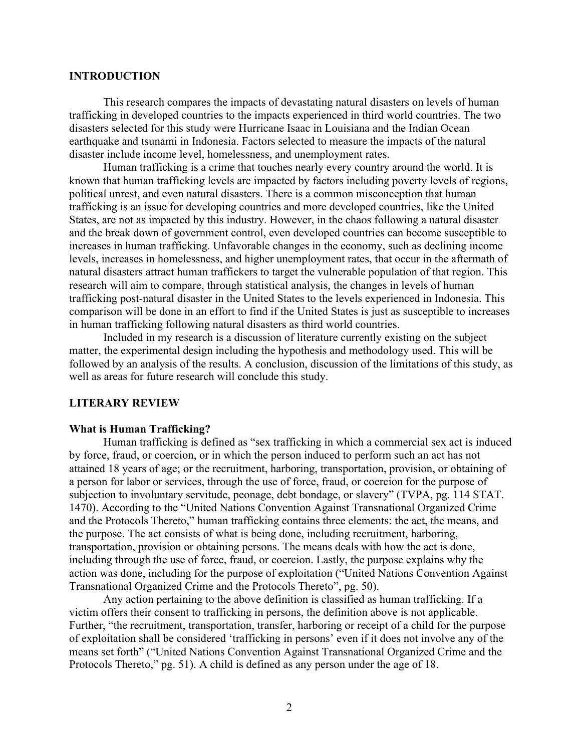## INTRODUCTION

This research compares the impacts of devastating natural disasters on levels of human trafficking in developed countries to the impacts experienced in third world countries. The two disasters selected for this study were Hurricane Isaac in Louisiana and the Indian Ocean earthquake and tsunami in Indonesia. Factors selected to measure the impacts of the natural disaster include income level, homelessness, and unemployment rates.

Human trafficking is a crime that touches nearly every country around the world. It is known that human trafficking levels are impacted by factors including poverty levels of regions, political unrest, and even natural disasters. There is a common misconception that human trafficking is an issue for developing countries and more developed countries, like the United States, are not as impacted by this industry. However, in the chaos following a natural disaster and the break down of government control, even developed countries can become susceptible to increases in human trafficking. Unfavorable changes in the economy, such as declining income levels, increases in homelessness, and higher unemployment rates, that occur in the aftermath of natural disasters attract human traffickers to target the vulnerable population of that region. This research will aim to compare, through statistical analysis, the changes in levels of human trafficking post-natural disaster in the United States to the levels experienced in Indonesia. This comparison will be done in an effort to find if the United States is just as susceptible to increases in human trafficking following natural disasters as third world countries.

Included in my research is a discussion of literature currently existing on the subject matter, the experimental design including the hypothesis and methodology used. This will be followed by an analysis of the results. A conclusion, discussion of the limitations of this study, as well as areas for future research will conclude this study.

## LITERARY REVIEW

### What is Human Trafficking?

Human trafficking is defined as "sex trafficking in which a commercial sex act is induced by force, fraud, or coercion, or in which the person induced to perform such an act has not attained 18 years of age; or the recruitment, harboring, transportation, provision, or obtaining of a person for labor or services, through the use of force, fraud, or coercion for the purpose of subjection to involuntary servitude, peonage, debt bondage, or slavery" (TVPA, pg. 114 STAT. 1470). According to the "United Nations Convention Against Transnational Organized Crime and the Protocols Thereto," human trafficking contains three elements: the act, the means, and the purpose. The act consists of what is being done, including recruitment, harboring, transportation, provision or obtaining persons. The means deals with how the act is done, including through the use of force, fraud, or coercion. Lastly, the purpose explains why the action was done, including for the purpose of exploitation ("United Nations Convention Against Transnational Organized Crime and the Protocols Thereto", pg. 50).

Any action pertaining to the above definition is classified as human trafficking. If a victim offers their consent to trafficking in persons, the definition above is not applicable. Further, "the recruitment, transportation, transfer, harboring or receipt of a child for the purpose of exploitation shall be considered 'trafficking in persons' even if it does not involve any of the means set forth" ("United Nations Convention Against Transnational Organized Crime and the Protocols Thereto," pg. 51). A child is defined as any person under the age of 18.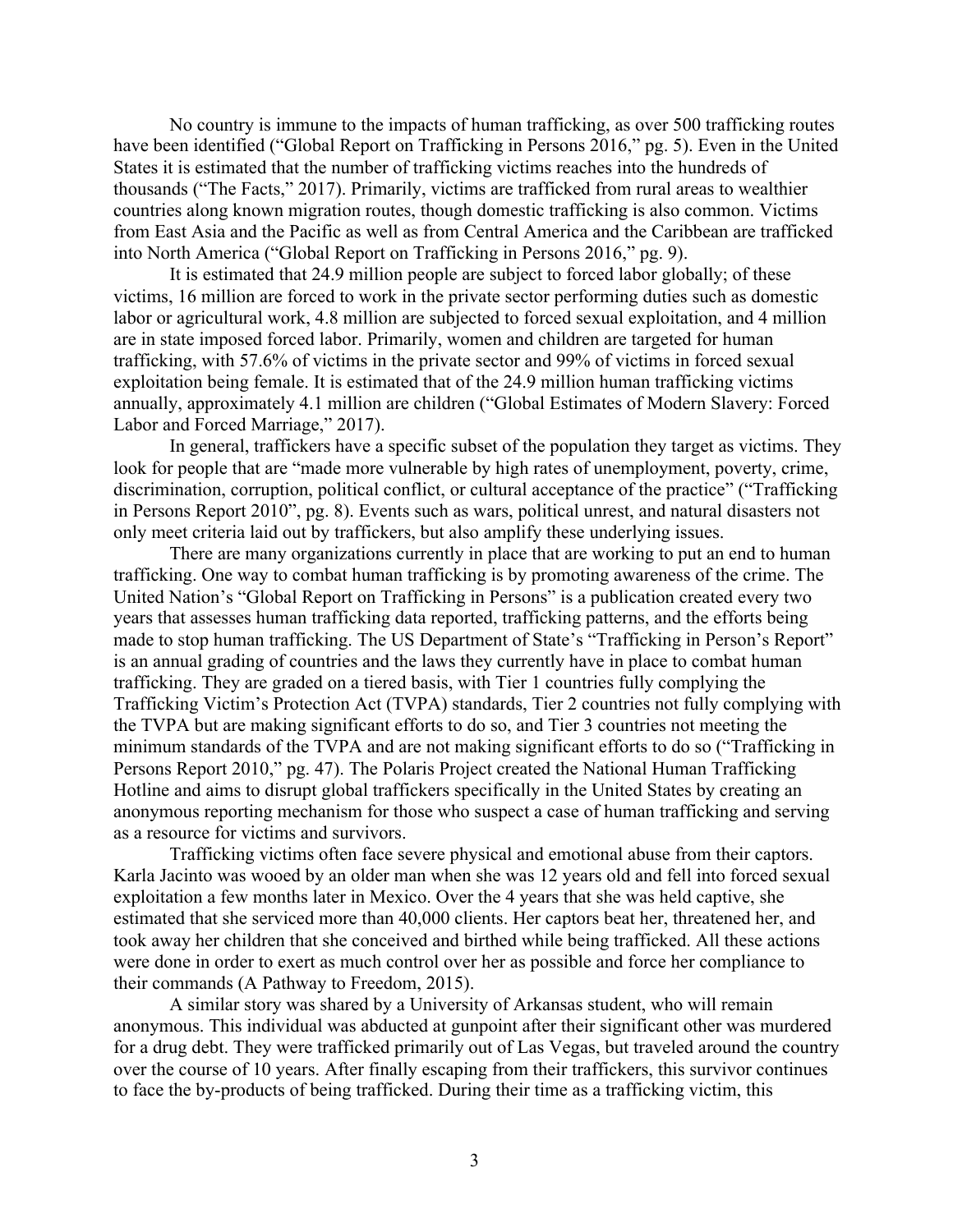No country is immune to the impacts of human trafficking, as over 500 trafficking routes have been identified ("Global Report on Trafficking in Persons 2016," pg. 5). Even in the United States it is estimated that the number of trafficking victims reaches into the hundreds of thousands ("The Facts," 2017). Primarily, victims are trafficked from rural areas to wealthier countries along known migration routes, though domestic trafficking is also common. Victims from East Asia and the Pacific as well as from Central America and the Caribbean are trafficked into North America ("Global Report on Trafficking in Persons 2016," pg. 9).

It is estimated that 24.9 million people are subject to forced labor globally; of these victims, 16 million are forced to work in the private sector performing duties such as domestic labor or agricultural work, 4.8 million are subjected to forced sexual exploitation, and 4 million are in state imposed forced labor. Primarily, women and children are targeted for human trafficking, with 57.6% of victims in the private sector and 99% of victims in forced sexual exploitation being female. It is estimated that of the 24.9 million human trafficking victims annually, approximately 4.1 million are children ("Global Estimates of Modern Slavery: Forced Labor and Forced Marriage," 2017).

In general, traffickers have a specific subset of the population they target as victims. They look for people that are "made more vulnerable by high rates of unemployment, poverty, crime, discrimination, corruption, political conflict, or cultural acceptance of the practice" ("Trafficking in Persons Report 2010", pg. 8). Events such as wars, political unrest, and natural disasters not only meet criteria laid out by traffickers, but also amplify these underlying issues.

There are many organizations currently in place that are working to put an end to human trafficking. One way to combat human trafficking is by promoting awareness of the crime. The United Nation's "Global Report on Trafficking in Persons" is a publication created every two years that assesses human trafficking data reported, trafficking patterns, and the efforts being made to stop human trafficking. The US Department of State's "Trafficking in Person's Report" is an annual grading of countries and the laws they currently have in place to combat human trafficking. They are graded on a tiered basis, with Tier 1 countries fully complying the Trafficking Victim's Protection Act (TVPA) standards, Tier 2 countries not fully complying with the TVPA but are making significant efforts to do so, and Tier 3 countries not meeting the minimum standards of the TVPA and are not making significant efforts to do so ("Trafficking in Persons Report 2010," pg. 47). The Polaris Project created the National Human Trafficking Hotline and aims to disrupt global traffickers specifically in the United States by creating an anonymous reporting mechanism for those who suspect a case of human trafficking and serving as a resource for victims and survivors.

Trafficking victims often face severe physical and emotional abuse from their captors. Karla Jacinto was wooed by an older man when she was 12 years old and fell into forced sexual exploitation a few months later in Mexico. Over the 4 years that she was held captive, she estimated that she serviced more than 40,000 clients. Her captors beat her, threatened her, and took away her children that she conceived and birthed while being trafficked. All these actions were done in order to exert as much control over her as possible and force her compliance to their commands (A Pathway to Freedom, 2015).

A similar story was shared by a University of Arkansas student, who will remain anonymous. This individual was abducted at gunpoint after their significant other was murdered for a drug debt. They were trafficked primarily out of Las Vegas, but traveled around the country over the course of 10 years. After finally escaping from their traffickers, this survivor continues to face the by-products of being trafficked. During their time as a trafficking victim, this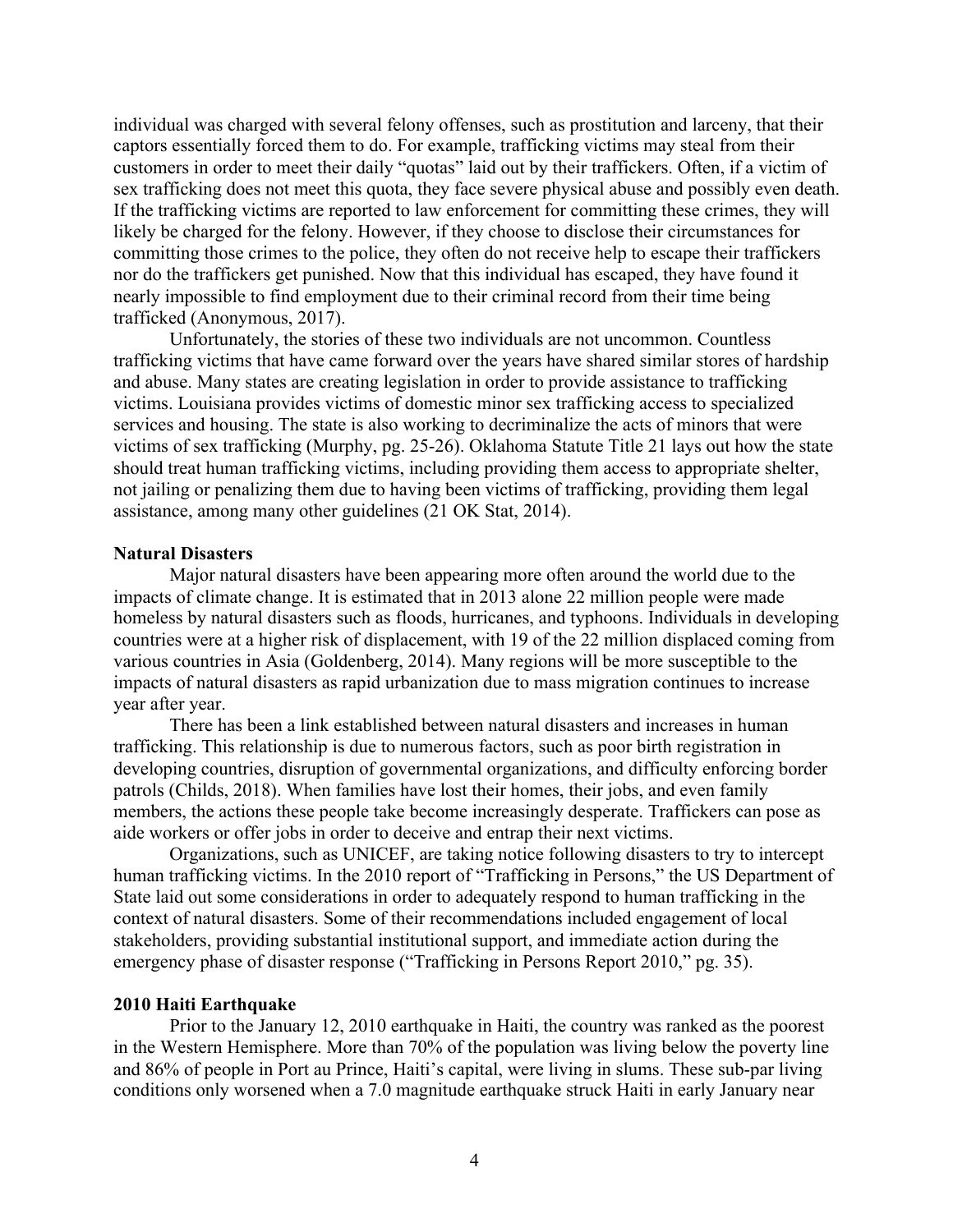individual was charged with several felony offenses, such as prostitution and larceny, that their captors essentially forced them to do. For example, trafficking victims may steal from their customers in order to meet their daily "quotas" laid out by their traffickers. Often, if a victim of sex trafficking does not meet this quota, they face severe physical abuse and possibly even death. If the trafficking victims are reported to law enforcement for committing these crimes, they will likely be charged for the felony. However, if they choose to disclose their circumstances for committing those crimes to the police, they often do not receive help to escape their traffickers nor do the traffickers get punished. Now that this individual has escaped, they have found it nearly impossible to find employment due to their criminal record from their time being trafficked (Anonymous, 2017).

Unfortunately, the stories of these two individuals are not uncommon. Countless trafficking victims that have came forward over the years have shared similar stores of hardship and abuse. Many states are creating legislation in order to provide assistance to trafficking victims. Louisiana provides victims of domestic minor sex trafficking access to specialized services and housing. The state is also working to decriminalize the acts of minors that were victims of sex trafficking (Murphy, pg. 25-26). Oklahoma Statute Title 21 lays out how the state should treat human trafficking victims, including providing them access to appropriate shelter, not jailing or penalizing them due to having been victims of trafficking, providing them legal assistance, among many other guidelines (21 OK Stat, 2014).

**Natural Disasters**

Major natural disasters have been appearing more often around the world due to the impacts of climate change. It is estimated that in 2013 alone 22 million people were made homeless by natural disasters such as floods, hurricanes, and typhoons. Individuals in developing countries were at a higher risk of displacement, with 19 of the 22 million displaced coming from various countries in Asia (Goldenberg, 2014). Many regions will be more susceptible to the impacts of natural disasters as rapid urbanization due to mass migration continues to increase year after year.

There has been a link established between natural disasters and increases in human trafficking. This relationship is due to numerous factors, such as poor birth registration in developing countries, disruption of governmental organizations, and difficulty enforcing border patrols (Childs, 2018). When families have lost their homes, their jobs, and even family members, the actions these people take become increasingly desperate. Traffickers can pose as aide workers or offer jobs in order to deceive and entrap their next victims.

Organizations, such as UNICEF, are taking notice following disasters to try to intercept human trafficking victims. In the 2010 report of "Trafficking in Persons," the US Department of State laid out some considerations in order to adequately respond to human trafficking in the context of natural disasters. Some of their recommendations included engagement of local stakeholders, providing substantial institutional support, and immediate action during the emergency phase of disaster response ("Trafficking in Persons Report 2010," pg. 35).

**2010 Haiti Earthquake**

Prior to the January 12, 2010 earthquake in Haiti, the country was ranked as the poorest in the Western Hemisphere. More than 70% of the population was living below the poverty line and 86% of people in Port au Prince, Haiti's capital, were living in slums. These sub-par living conditions only worsened when a 7.0 magnitude earthquake struck Haiti in early January near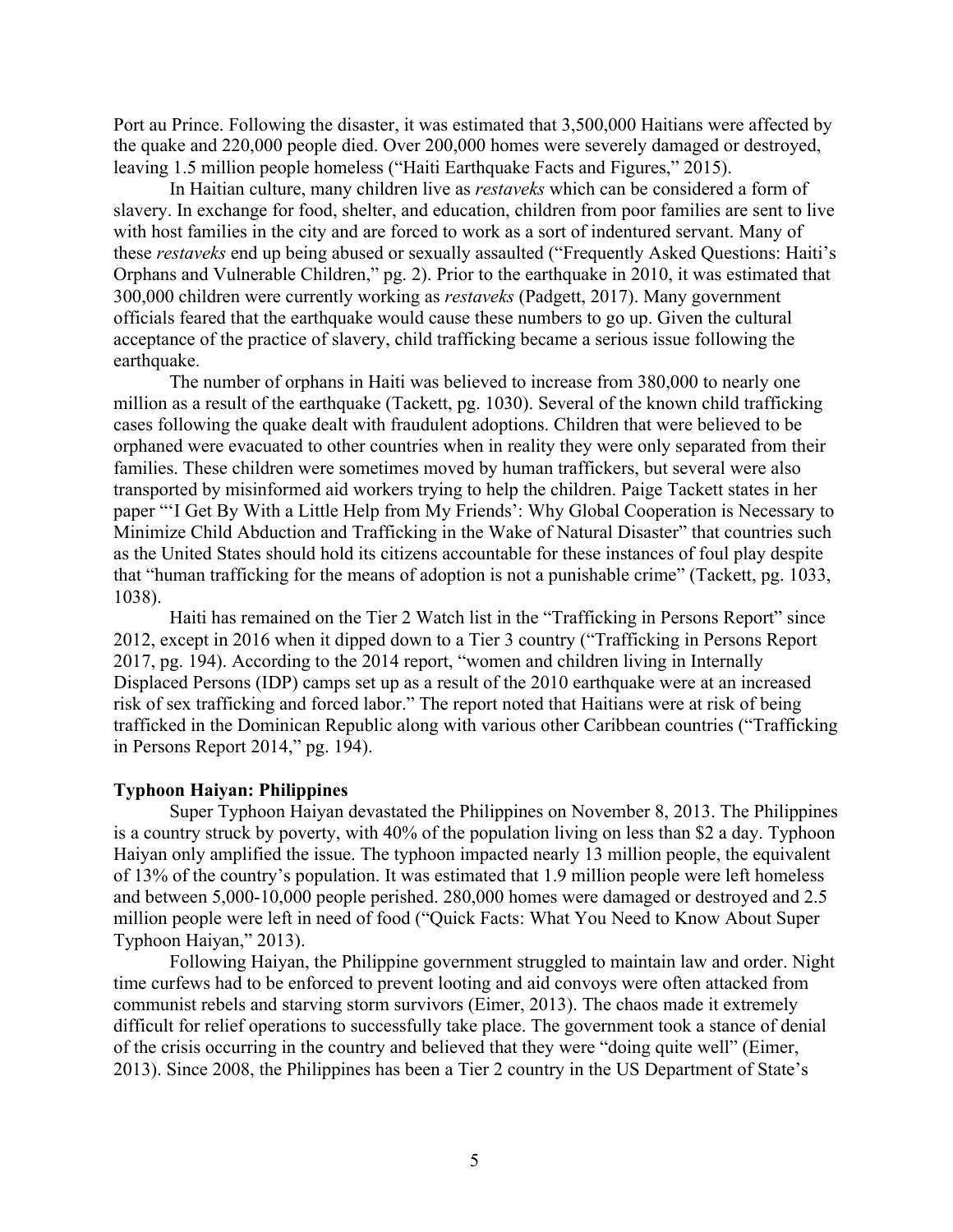Port au Prince. Following the disaster, it was estimated that 3,500,000 Haitians were affected by the quake and 220,000 people died. Over 200,000 homes were severely damaged or destroyed, leaving 1.5 million people homeless ("Haiti Earthquake Facts and Figures," 2015).

In Haitian culture, many children live as *restaveks* which can be considered a form of slavery. In exchange for food, shelter, and education, children from poor families are sent to live with host families in the city and are forced to work as a sort of indentured servant. Many of these *restaveks* end up being abused or sexually assaulted ("Frequently Asked Questions: Haiti's Orphans and Vulnerable Children," pg. 2). Prior to the earthquake in 2010, it was estimated that 300,000 children were currently working as *restaveks* (Padgett, 2017). Many government officials feared that the earthquake would cause these numbers to go up. Given the cultural acceptance of the practice of slavery, child trafficking became a serious issue following the earthquake.

The number of orphans in Haiti was believed to increase from 380,000 to nearly one million as a result of the earthquake (Tackett, pg. 1030). Several of the known child trafficking cases following the quake dealt with fraudulent adoptions. Children that were believed to be orphaned were evacuated to other countries when in reality they were only separated from their families. These children were sometimes moved by human traffickers, but several were also transported by misinformed aid workers trying to help the children. Paige Tackett states in her paper "'I Get By With a Little Help from My Friends': Why Global Cooperation is Necessary to Minimize Child Abduction and Trafficking in the Wake of Natural Disaster" that countries such as the United States should hold its citizens accountable for these instances of foul play despite that "human trafficking for the means of adoption is not a punishable crime" (Tackett, pg. 1033, 1038).

Haiti has remained on the Tier 2 Watch list in the "Trafficking in Persons Report" since 2012, except in 2016 when it dipped down to a Tier 3 country ("Trafficking in Persons Report 2017, pg. 194). According to the 2014 report, "women and children living in Internally Displaced Persons (IDP) camps set up as a result of the 2010 earthquake were at an increased risk of sex trafficking and forced labor." The report noted that Haitians were at risk of being trafficked in the Dominican Republic along with various other Caribbean countries ("Trafficking in Persons Report 2014," pg. 194).

**Typhoon Haiyan: Philippines**

Super Typhoon Haiyan devastated the Philippines on November 8, 2013. The Philippines is a country struck by poverty, with 40% of the population living on less than $2 a day. Typhoon Haiyan only amplified the issue. The typhoon impacted nearly 13 million people, the equivalent of 13% of the country's population. It was estimated that 1.9 million people were left homeless and between 5,000-10,000 people perished. 280,000 homes were damaged or destroyed and 2.5 million people were left in need of food ("Quick Facts: What You Need to Know About Super Typhoon Haiyan," 2013).

Following Haiyan, the Philippine government struggled to maintain law and order. Night time curfews had to be enforced to prevent looting and aid convoys were often attacked from communist rebels and starving storm survivors (Eimer, 2013). The chaos made it extremely difficult for relief operations to successfully take place. The government took a stance of denial of the crisis occurring in the country and believed that they were "doing quite well" (Eimer, 2013). Since 2008, the Philippines has been a Tier 2 country in the US Department of State's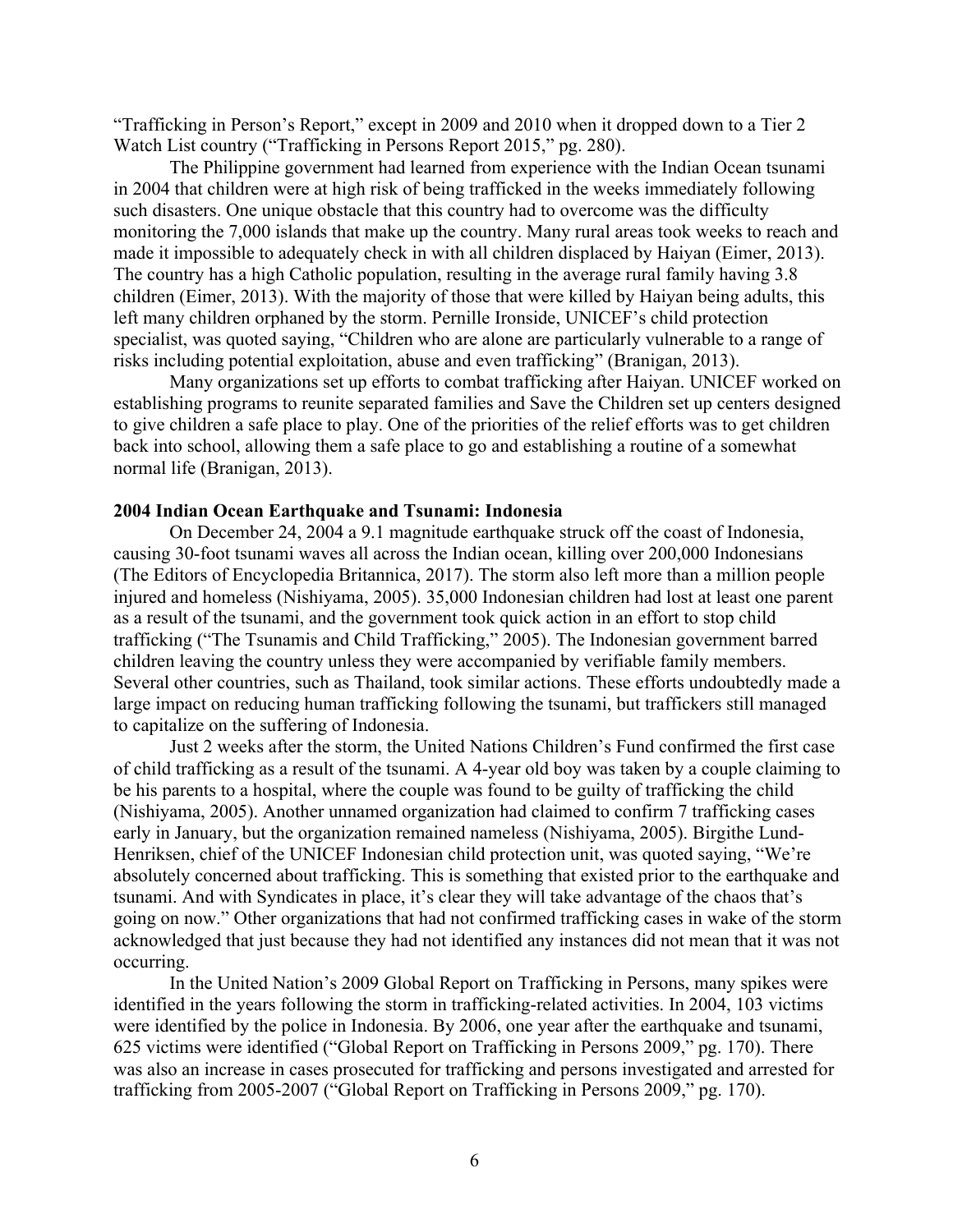"Trafficking in Person's Report," except in 2009 and 2010 when it dropped down to a Tier 2 Watch List country ("Trafficking in Persons Report 2015," pg. 280).

The Philippine government had learned from experience with the Indian Ocean tsunami in 2004 that children were at high risk of being trafficked in the weeks immediately following such disasters. One unique obstacle that this country had to overcome was the difficulty monitoring the 7,000 islands that make up the country. Many rural areas took weeks to reach and made it impossible to adequately check in with all children displaced by Haiyan (Eimer, 2013). The country has a high Catholic population, resulting in the average rural family having 3.8 children (Eimer, 2013). With the majority of those that were killed by Haiyan being adults, this left many children orphaned by the storm. Pernille Ironside, UNICEF's child protection specialist, was quoted saying, "Children who are alone are particularly vulnerable to a range of risks including potential exploitation, abuse and even trafficking" (Branigan, 2013).

Many organizations set up efforts to combat trafficking after Haiyan. UNICEF worked on establishing programs to reunite separated families and Save the Children set up centers designed to give children a safe place to play. One of the priorities of the relief efforts was to get children back into school, allowing them a safe place to go and establishing a routine of a somewhat normal life (Branigan, 2013).

**2004 Indian Ocean Earthquake and Tsunami: Indonesia**

On December 24, 2004 a 9.1 magnitude earthquake struck off the coast of Indonesia, causing 30-foot tsunami waves all across the Indian ocean, killing over 200,000 Indonesians (The Editors of Encyclopedia Britannica, 2017). The storm also left more than a million people injured and homeless (Nishiyama, 2005). 35,000 Indonesian children had lost at least one parent as a result of the tsunami, and the government took quick action in an effort to stop child trafficking ("The Tsunamis and Child Trafficking," 2005). The Indonesian government barred children leaving the country unless they were accompanied by verifiable family members. Several other countries, such as Thailand, took similar actions. These efforts undoubtedly made a large impact on reducing human trafficking following the tsunami, but traffickers still managed to capitalize on the suffering of Indonesia.

Just 2 weeks after the storm, the United Nations Children's Fund confirmed the first case of child trafficking as a result of the tsunami. A 4-year old boy was taken by a couple claiming to be his parents to a hospital, where the couple was found to be guilty of trafficking the child (Nishiyama, 2005). Another unnamed organization had claimed to confirm 7 trafficking cases early in January, but the organization remained nameless (Nishiyama, 2005). Birgithe Lund-Henriksen, chief of the UNICEF Indonesian child protection unit, was quoted saying, "We're absolutely concerned about trafficking. This is something that existed prior to the earthquake and tsunami. And with Syndicates in place, it's clear they will take advantage of the chaos that's going on now." Other organizations that had not confirmed trafficking cases in wake of the storm acknowledged that just because they had not identified any instances did not mean that it was not occurring.

In the United Nation's 2009 Global Report on Trafficking in Persons, many spikes were identified in the years following the storm in trafficking-related activities. In 2004, 103 victims were identified by the police in Indonesia. By 2006, one year after the earthquake and tsunami, 625 victims were identified ("Global Report on Trafficking in Persons 2009," pg. 170). There was also an increase in cases prosecuted for trafficking and persons investigated and arrested for trafficking from 2005-2007 ("Global Report on Trafficking in Persons 2009," pg. 170).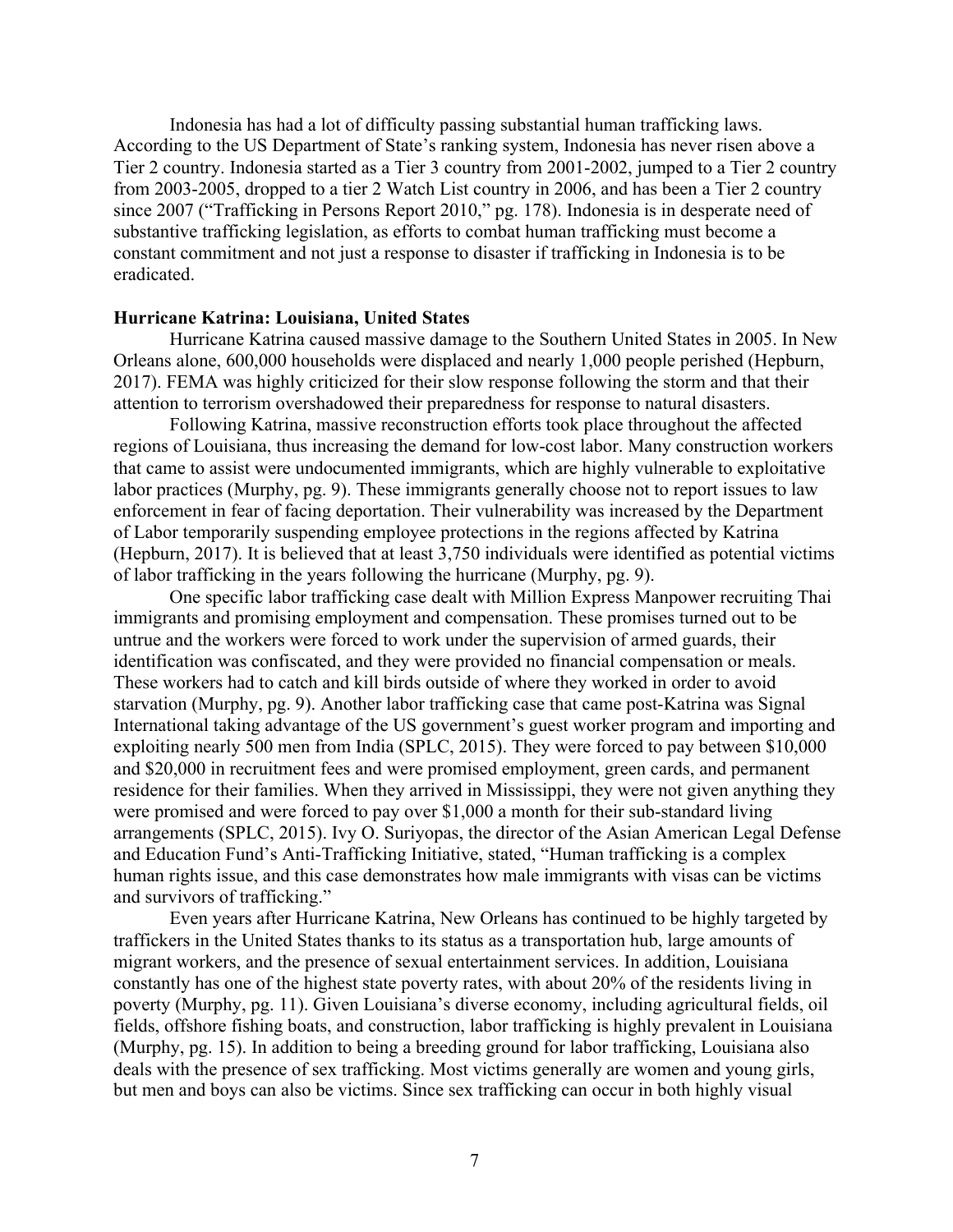Indonesia has had a lot of difficulty passing substantial human trafficking laws. According to the US Department of State's ranking system, Indonesia has never risen above a Tier 2 country. Indonesia started as a Tier 3 country from 2001-2002, jumped to a Tier 2 country from 2003-2005, dropped to a tier 2 Watch List country in 2006, and has been a Tier 2 country since 2007 ("Trafficking in Persons Report 2010," pg. 178). Indonesia is in desperate need of substantive trafficking legislation, as efforts to combat human trafficking must become a constant commitment and not just a response to disaster if trafficking in Indonesia is to be eradicated.

**Hurricane Katrina: Louisiana, United States**

Hurricane Katrina caused massive damage to the Southern United States in 2005. In New Orleans alone, 600,000 households were displaced and nearly 1,000 people perished (Hepburn, 2017). FEMA was highly criticized for their slow response following the storm and that their attention to terrorism overshadowed their preparedness for response to natural disasters.

Following Katrina, massive reconstruction efforts took place throughout the affected regions of Louisiana, thus increasing the demand for low-cost labor. Many construction workers that came to assist were undocumented immigrants, which are highly vulnerable to exploitative labor practices (Murphy, pg. 9). These immigrants generally choose not to report issues to law enforcement in fear of facing deportation. Their vulnerability was increased by the Department of Labor temporarily suspending employee protections in the regions affected by Katrina (Hepburn, 2017). It is believed that at least 3,750 individuals were identified as potential victims of labor trafficking in the years following the hurricane (Murphy, pg. 9).

One specific labor trafficking case dealt with Million Express Manpower recruiting Thai immigrants and promising employment and compensation. These promises turned out to be untrue and the workers were forced to work under the supervision of armed guards, their identification was confiscated, and they were provided no financial compensation or meals. These workers had to catch and kill birds outside of where they worked in order to avoid starvation (Murphy, pg. 9). Another labor trafficking case that came post-Katrina was Signal International taking advantage of the US government's guest worker program and importing and exploiting nearly 500 men from India (SPLC, 2015). They were forced to pay between $10,000 and $20,000 in recruitment fees and were promised employment, green cards, and permanent residence for their families. When they arrived in Mississippi, they were not given anything they were promised and were forced to pay over $1,000 a month for their sub-standard living arrangements (SPLC, 2015). Ivy O. Suriyopas, the director of the Asian American Legal Defense and Education Fund's Anti-Trafficking Initiative, stated, "Human trafficking is a complex human rights issue, and this case demonstrates how male immigrants with visas can be victims and survivors of trafficking."

Even years after Hurricane Katrina, New Orleans has continued to be highly targeted by traffickers in the United States thanks to its status as a transportation hub, large amounts of migrant workers, and the presence of sexual entertainment services. In addition, Louisiana constantly has one of the highest state poverty rates, with about 20% of the residents living in poverty (Murphy, pg. 11). Given Louisiana's diverse economy, including agricultural fields, oil fields, offshore fishing boats, and construction, labor trafficking is highly prevalent in Louisiana (Murphy, pg. 15). In addition to being a breeding ground for labor trafficking, Louisiana also deals with the presence of sex trafficking. Most victims generally are women and young girls, but men and boys can also be victims. Since sex trafficking can occur in both highly visual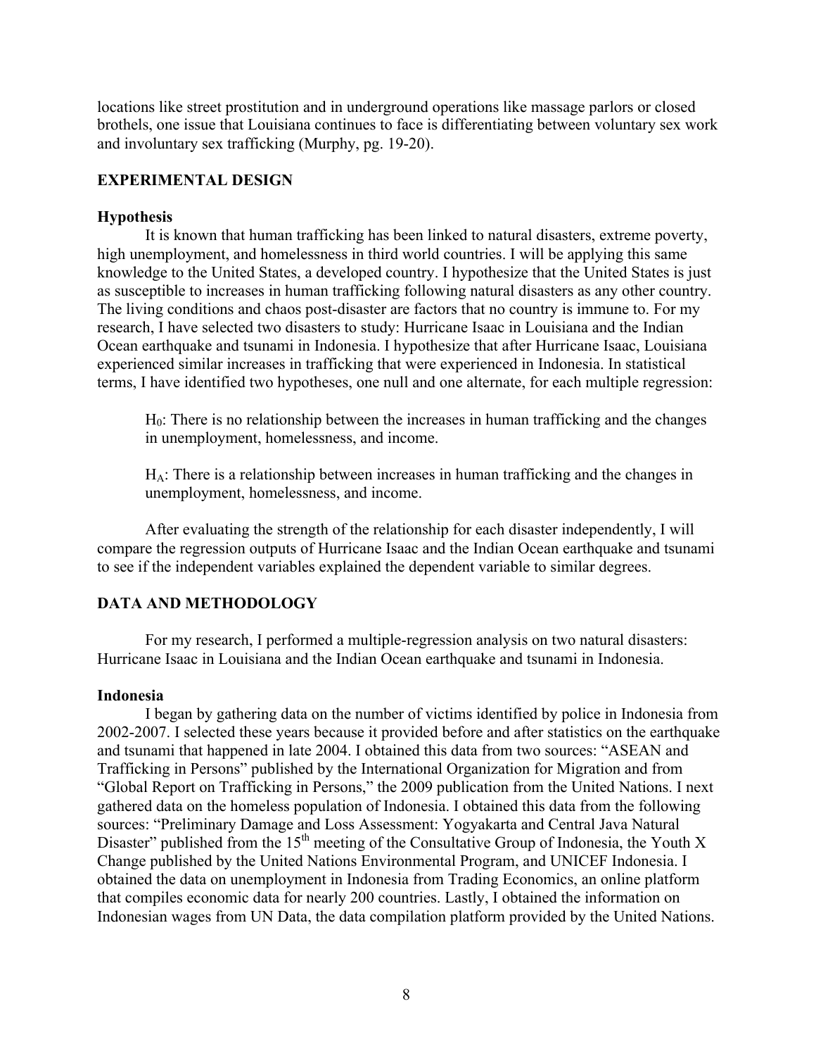locations like street prostitution and in underground operations like massage parlors or closed brothels, one issue that Louisiana continues to face is differentiating between voluntary sex work and involuntary sex trafficking (Murphy, pg. 19-20).

## EXPERIMENTAL DESIGN

### Hypothesis

It is known that human trafficking has been linked to natural disasters, extreme poverty, high unemployment, and homelessness in third world countries. I will be applying this same knowledge to the United States, a developed country. I hypothesize that the United States is just as susceptible to increases in human trafficking following natural disasters as any other country. The living conditions and chaos post-disaster are factors that no country is immune to. For my research, I have selected two disasters to study: Hurricane Isaac in Louisiana and the Indian Ocean earthquake and tsunami in Indonesia. I hypothesize that after Hurricane Isaac, Louisiana experienced similar increases in trafficking that were experienced in Indonesia. In statistical terms, I have identified two hypotheses, one null and one alternate, for each multiple regression:

> $H_0$: There is no relationship between the increases in human trafficking and the changes in unemployment, homelessness, and income.
>
> $H_A$: There is a relationship between increases in human trafficking and the changes in unemployment, homelessness, and income.

After evaluating the strength of the relationship for each disaster independently, I will compare the regression outputs of Hurricane Isaac and the Indian Ocean earthquake and tsunami to see if the independent variables explained the dependent variable to similar degrees.

## DATA AND METHODOLOGY

For my research, I performed a multiple-regression analysis on two natural disasters: Hurricane Isaac in Louisiana and the Indian Ocean earthquake and tsunami in Indonesia.

### Indonesia

I began by gathering data on the number of victims identified by police in Indonesia from 2002-2007. I selected these years because it provided before and after statistics on the earthquake and tsunami that happened in late 2004. I obtained this data from two sources: "ASEAN and Trafficking in Persons" published by the International Organization for Migration and from "Global Report on Trafficking in Persons," the 2009 publication from the United Nations. I next gathered data on the homeless population of Indonesia. I obtained this data from the following sources: "Preliminary Damage and Loss Assessment: Yogyakarta and Central Java Natural Disaster" published from the 15th meeting of the Consultative Group of Indonesia, the Youth X Change published by the United Nations Environmental Program, and UNICEF Indonesia. I obtained the data on unemployment in Indonesia from Trading Economics, an online platform that compiles economic data for nearly 200 countries. Lastly, I obtained the information on Indonesian wages from UN Data, the data compilation platform provided by the United Nations.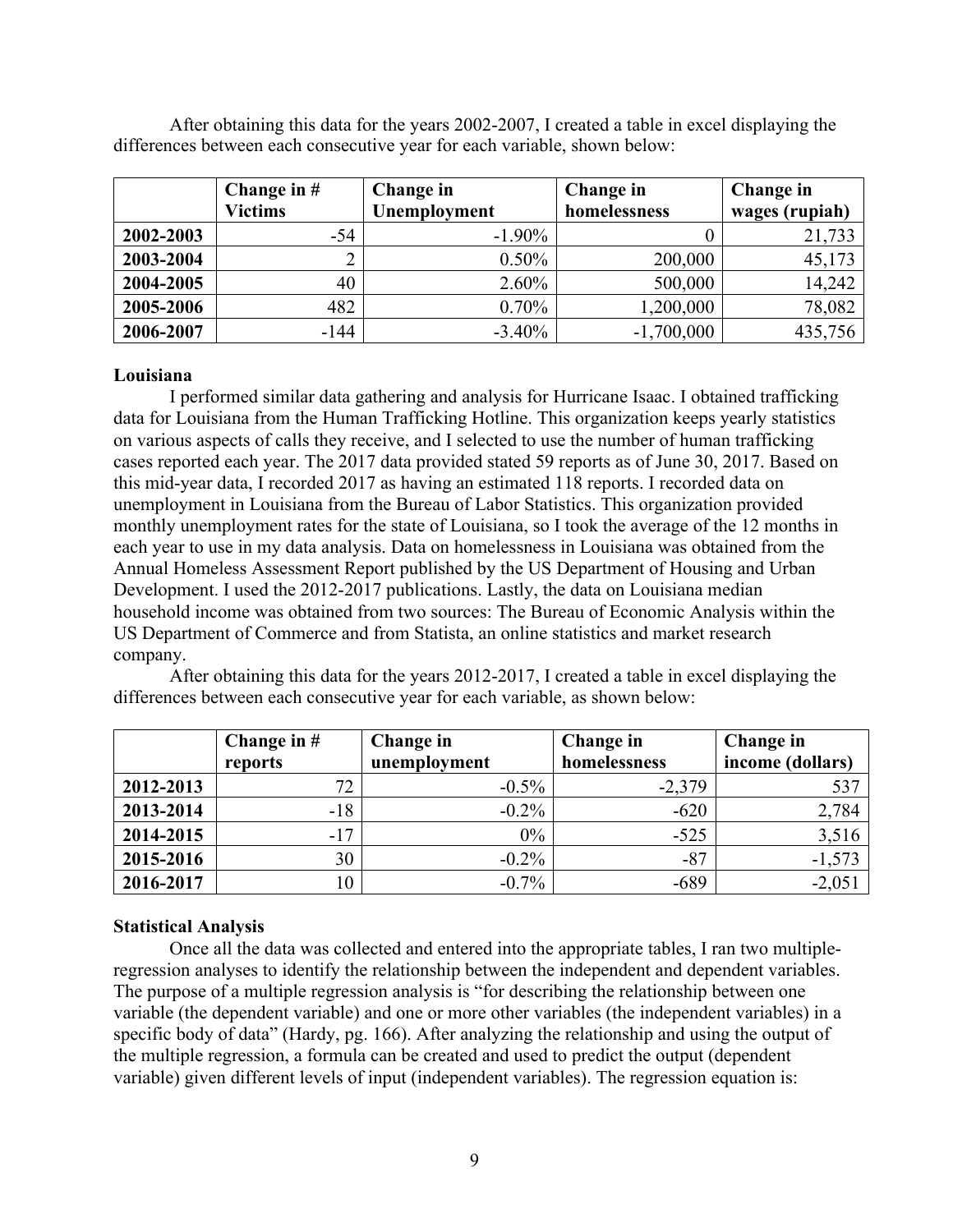After obtaining this data for the years 2002-2007, I created a table in excel displaying the differences between each consecutive year for each variable, shown below:

| | Change in # Victims | Change in Unemployment | Change in homelessness | Change in wages (rupiah) |
|---|---|---|---|---|
| **2002-2003** | -54 | -1.90% | 0 | 21,733 |
| **2003-2004** | 2 | 0.50% | 200,000 | 45,173 |
| **2004-2005** | 40 | 2.60% | 500,000 | 14,242 |
| **2005-2006** | 482 | 0.70% | 1,200,000 | 78,082 |
| **2006-2007** | -144 | -3.40% | -1,700,000 | 435,756 |

**Louisiana**

I performed similar data gathering and analysis for Hurricane Isaac. I obtained trafficking data for Louisiana from the Human Trafficking Hotline. This organization keeps yearly statistics on various aspects of calls they receive, and I selected to use the number of human trafficking cases reported each year. The 2017 data provided stated 59 reports as of June 30, 2017. Based on this mid-year data, I recorded 2017 as having an estimated 118 reports. I recorded data on unemployment in Louisiana from the Bureau of Labor Statistics. This organization provided monthly unemployment rates for the state of Louisiana, so I took the average of the 12 months in each year to use in my data analysis. Data on homelessness in Louisiana was obtained from the Annual Homeless Assessment Report published by the US Department of Housing and Urban Development. I used the 2012-2017 publications. Lastly, the data on Louisiana median household income was obtained from two sources: The Bureau of Economic Analysis within the US Department of Commerce and from Statista, an online statistics and market research company.

After obtaining this data for the years 2012-2017, I created a table in excel displaying the differences between each consecutive year for each variable, as shown below:

| | Change in # reports | Change in unemployment | Change in homelessness | Change in income (dollars) |
|---|---|---|---|---|
| **2012-2013** | 72 | -0.5% | -2,379 | 537 |
| **2013-2014** | -18 | -0.2% | -620 | 2,784 |
| **2014-2015** | -17 | 0% | -525 | 3,516 |
| **2015-2016** | 30 | -0.2% | -87 | -1,573 |
| **2016-2017** | 10 | -0.7% | -689 | -2,051 |

**Statistical Analysis**

Once all the data was collected and entered into the appropriate tables, I ran two multiple-regression analyses to identify the relationship between the independent and dependent variables. The purpose of a multiple regression analysis is "for describing the relationship between one variable (the dependent variable) and one or more other variables (the independent variables) in a specific body of data" (Hardy, pg. 166). After analyzing the relationship and using the output of the multiple regression, a formula can be created and used to predict the output (dependent variable) given different levels of input (independent variables). The regression equation is: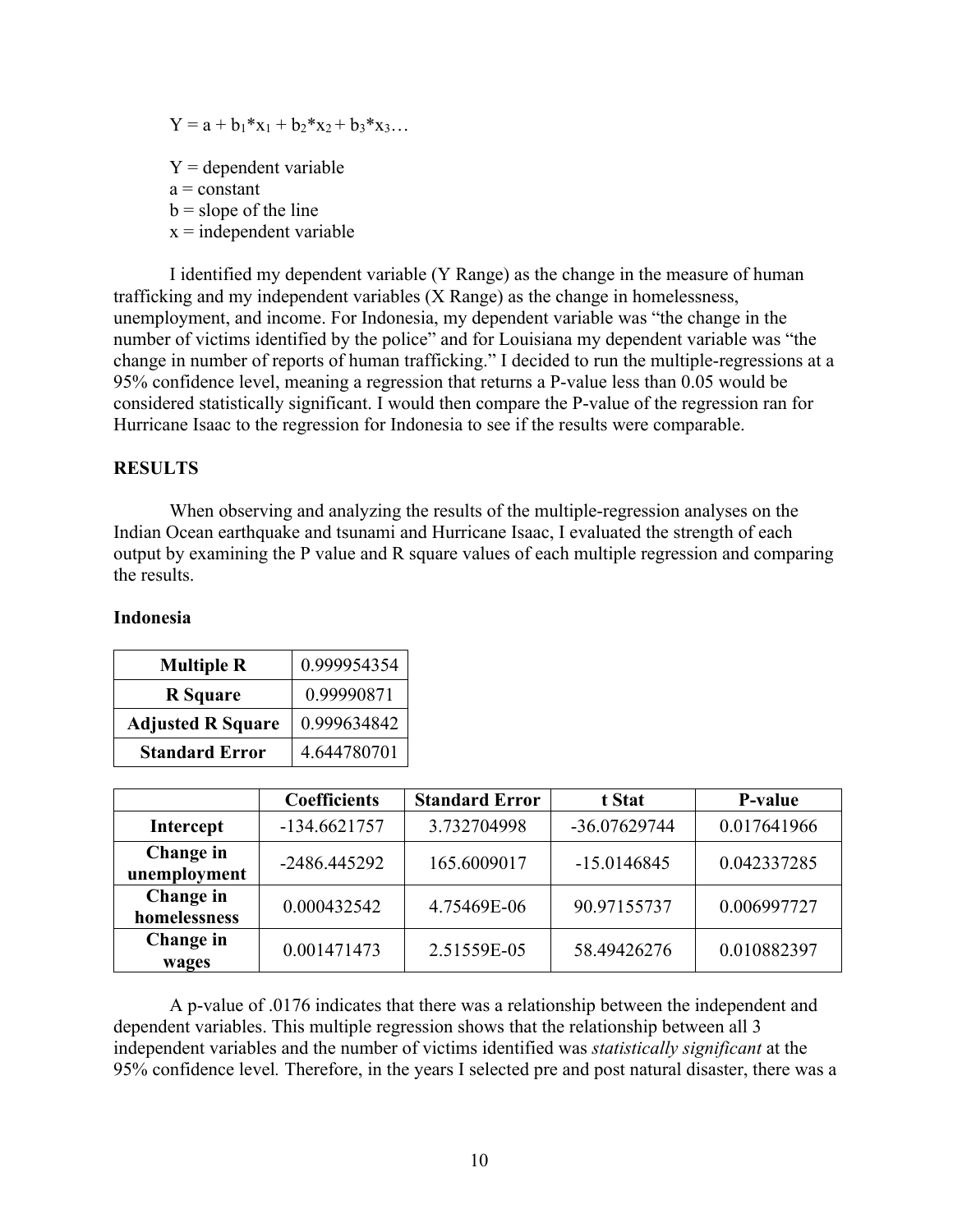$$Y = a + b_1*x_1 + b_2*x_2 + b_3*x_3\ldots$$

Y = dependent variable
a = constant
b = slope of the line
x = independent variable

I identified my dependent variable (Y Range) as the change in the measure of human trafficking and my independent variables (X Range) as the change in homelessness, unemployment, and income. For Indonesia, my dependent variable was "the change in the number of victims identified by the police" and for Louisiana my dependent variable was "the change in number of reports of human trafficking." I decided to run the multiple-regressions at a 95% confidence level, meaning a regression that returns a P-value less than 0.05 would be considered statistically significant. I would then compare the P-value of the regression ran for Hurricane Isaac to the regression for Indonesia to see if the results were comparable.

## RESULTS

When observing and analyzing the results of the multiple-regression analyses on the Indian Ocean earthquake and tsunami and Hurricane Isaac, I evaluated the strength of each output by examining the P value and R square values of each multiple regression and comparing the results.

### Indonesia

| | |
|---|---|
| **Multiple R** | 0.999954354 |
| **R Square** | 0.99990871 |
| **Adjusted R Square** | 0.999634842 |
| **Standard Error** | 4.644780701 |

| | Coefficients | Standard Error | t Stat | P-value |
|---|---|---|---|---|
| **Intercept** | -134.6621757 | 3.732704998 | -36.07629744 | 0.017641966 |
| **Change in unemployment** | -2486.445292 | 165.6009017 | -15.0146845 | 0.042337285 |
| **Change in homelessness** | 0.000432542 | 4.75469E-06 | 90.97155737 | 0.006997727 |
| **Change in wages** | 0.001471473 | 2.51559E-05 | 58.49426276 | 0.010882397 |

A p-value of .0176 indicates that there was a relationship between the independent and dependent variables. This multiple regression shows that the relationship between all 3 independent variables and the number of victims identified was *statistically significant* at the 95% confidence level. Therefore, in the years I selected pre and post natural disaster, there was a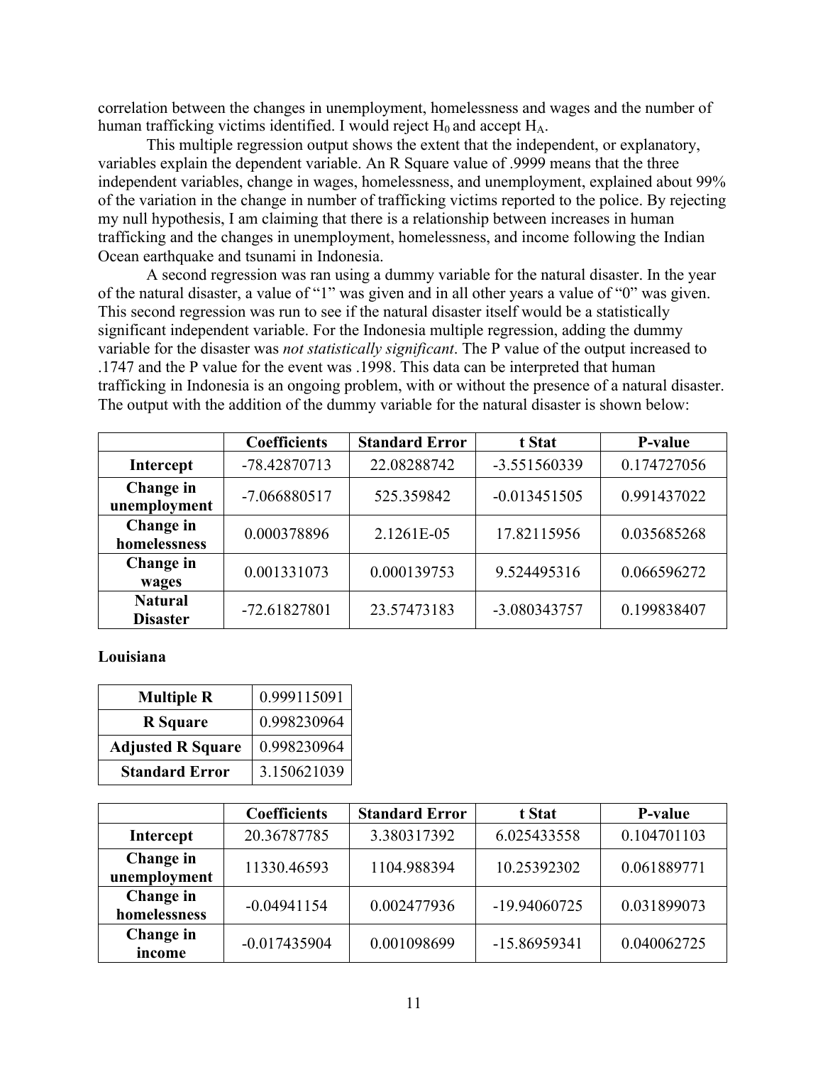correlation between the changes in unemployment, homelessness and wages and the number of human trafficking victims identified. I would reject $H_0$ and accept $H_A$.

This multiple regression output shows the extent that the independent, or explanatory, variables explain the dependent variable. An R Square value of .9999 means that the three independent variables, change in wages, homelessness, and unemployment, explained about 99% of the variation in the change in number of trafficking victims reported to the police. By rejecting my null hypothesis, I am claiming that there is a relationship between increases in human trafficking and the changes in unemployment, homelessness, and income following the Indian Ocean earthquake and tsunami in Indonesia.

A second regression was ran using a dummy variable for the natural disaster. In the year of the natural disaster, a value of "1" was given and in all other years a value of "0" was given. This second regression was run to see if the natural disaster itself would be a statistically significant independent variable. For the Indonesia multiple regression, adding the dummy variable for the disaster was *not statistically significant*. The P value of the output increased to .1747 and the P value for the event was .1998. This data can be interpreted that human trafficking in Indonesia is an ongoing problem, with or without the presence of a natural disaster. The output with the addition of the dummy variable for the natural disaster is shown below:

| | Coefficients | Standard Error | t Stat | P-value |
|---|---|---|---|---|
| **Intercept** | -78.42870713 | 22.08288742 | -3.551560339 | 0.174727056 |
| **Change in unemployment** | -7.066880517 | 525.359842 | -0.013451505 | 0.991437022 |
| **Change in homelessness** | 0.000378896 | 2.1261E-05 | 17.82115956 | 0.035685268 |
| **Change in wages** | 0.001331073 | 0.000139753 | 9.524495316 | 0.066596272 |
| **Natural Disaster** | -72.61827801 | 23.57473183 | -3.080343757 | 0.199838407 |

**Louisiana**

| | |
|---|---|
| **Multiple R** | 0.999115091 |
| **R Square** | 0.998230964 |
| **Adjusted R Square** | 0.998230964 |
| **Standard Error** | 3.150621039 |

| | Coefficients | Standard Error | t Stat | P-value |
|---|---|---|---|---|
| **Intercept** | 20.36787785 | 3.380317392 | 6.025433558 | 0.104701103 |
| **Change in unemployment** | 11330.46593 | 1104.988394 | 10.25392302 | 0.061889771 |
| **Change in homelessness** | -0.04941154 | 0.002477936 | -19.94060725 | 0.031899073 |
| **Change in income** | -0.017435904 | 0.001098699 | -15.86959341 | 0.040062725 |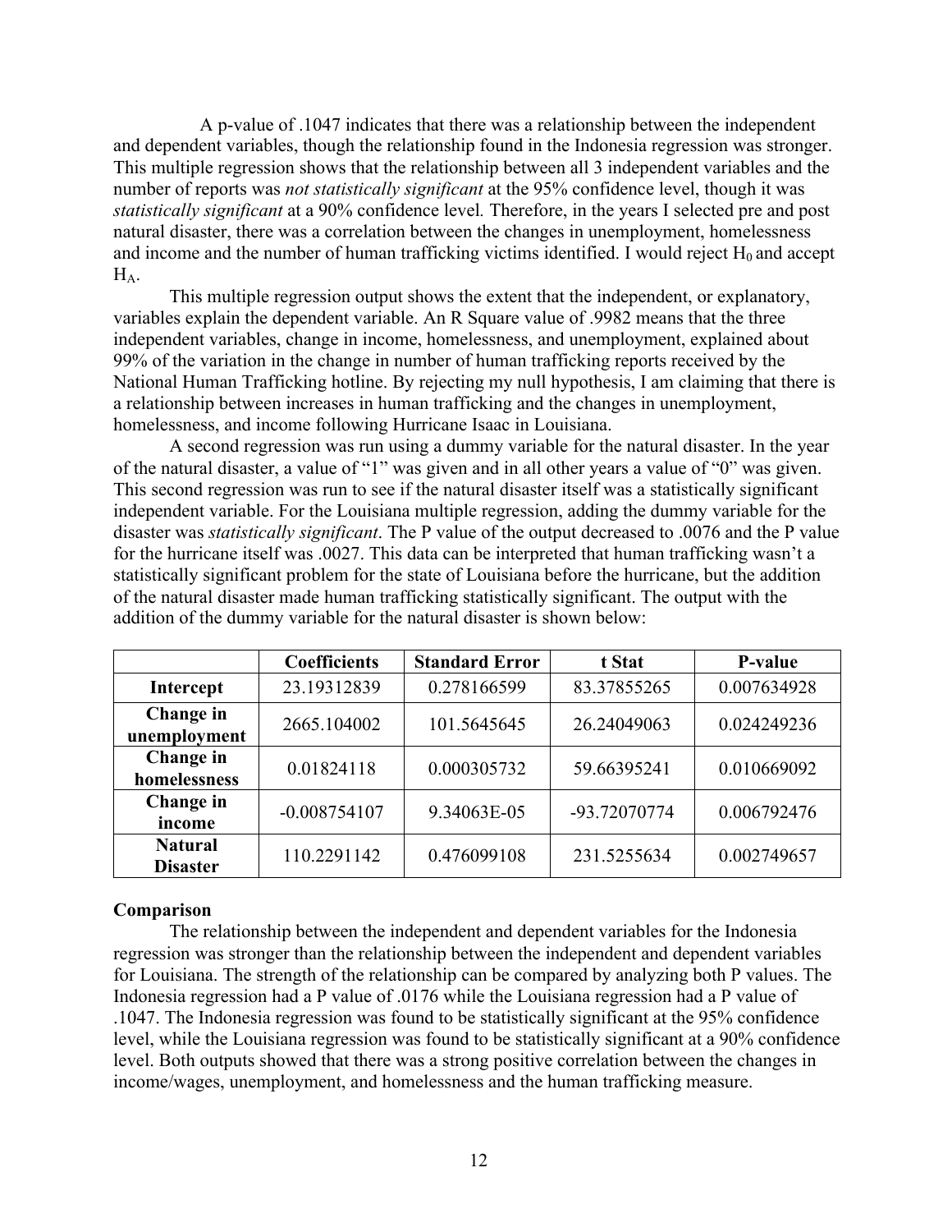A p-value of .1047 indicates that there was a relationship between the independent and dependent variables, though the relationship found in the Indonesia regression was stronger. This multiple regression shows that the relationship between all 3 independent variables and the number of reports was *not statistically significant* at the 95% confidence level, though it was *statistically significant* at a 90% confidence level. Therefore, in the years I selected pre and post natural disaster, there was a correlation between the changes in unemployment, homelessness and income and the number of human trafficking victims identified. I would reject $H_0$ and accept $H_A$.

This multiple regression output shows the extent that the independent, or explanatory, variables explain the dependent variable. An R Square value of .9982 means that the three independent variables, change in income, homelessness, and unemployment, explained about 99% of the variation in the change in number of human trafficking reports received by the National Human Trafficking hotline. By rejecting my null hypothesis, I am claiming that there is a relationship between increases in human trafficking and the changes in unemployment, homelessness, and income following Hurricane Isaac in Louisiana.

A second regression was run using a dummy variable for the natural disaster. In the year of the natural disaster, a value of "1" was given and in all other years a value of "0" was given. This second regression was run to see if the natural disaster itself was a statistically significant independent variable. For the Louisiana multiple regression, adding the dummy variable for the disaster was *statistically significant*. The P value of the output decreased to .0076 and the P value for the hurricane itself was .0027. This data can be interpreted that human trafficking wasn't a statistically significant problem for the state of Louisiana before the hurricane, but the addition of the natural disaster made human trafficking statistically significant. The output with the addition of the dummy variable for the natural disaster is shown below:

| | Coefficients | Standard Error | t Stat | P-value |
|---|---|---|---|---|
| **Intercept** | 23.19312839 | 0.278166599 | 83.37855265 | 0.007634928 |
| **Change in unemployment** | 2665.104002 | 101.5645645 | 26.24049063 | 0.024249236 |
| **Change in homelessness** | 0.01824118 | 0.000305732 | 59.66395241 | 0.010669092 |
| **Change in income** | -0.008754107 | 9.34063E-05 | -93.72070774 | 0.006792476 |
| **Natural Disaster** | 110.2291142 | 0.476099108 | 231.5255634 | 0.002749657 |

**Comparison**

The relationship between the independent and dependent variables for the Indonesia regression was stronger than the relationship between the independent and dependent variables for Louisiana. The strength of the relationship can be compared by analyzing both P values. The Indonesia regression had a P value of .0176 while the Louisiana regression had a P value of .1047. The Indonesia regression was found to be statistically significant at the 95% confidence level, while the Louisiana regression was found to be statistically significant at a 90% confidence level. Both outputs showed that there was a strong positive correlation between the changes in income/wages, unemployment, and homelessness and the human trafficking measure.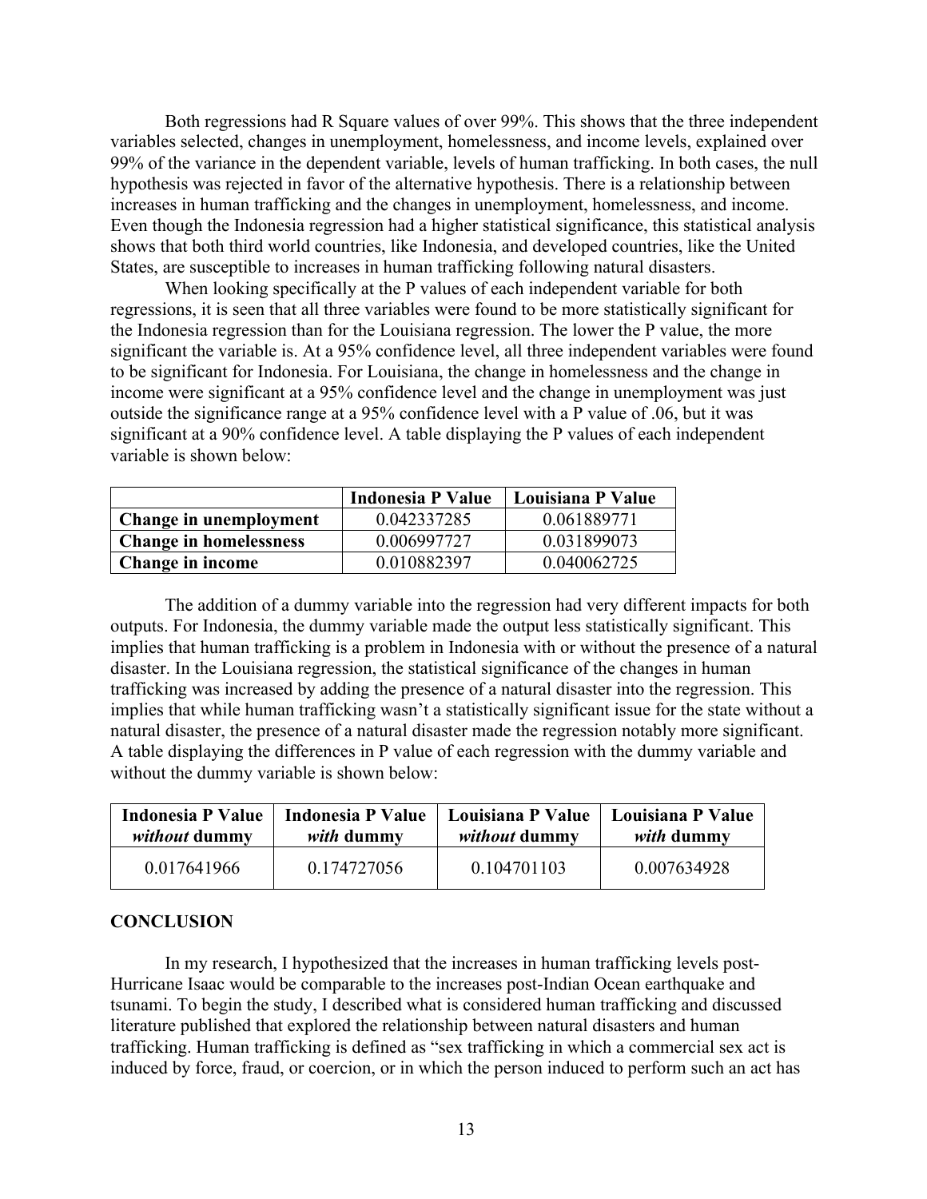Both regressions had R Square values of over 99%. This shows that the three independent variables selected, changes in unemployment, homelessness, and income levels, explained over 99% of the variance in the dependent variable, levels of human trafficking. In both cases, the null hypothesis was rejected in favor of the alternative hypothesis. There is a relationship between increases in human trafficking and the changes in unemployment, homelessness, and income. Even though the Indonesia regression had a higher statistical significance, this statistical analysis shows that both third world countries, like Indonesia, and developed countries, like the United States, are susceptible to increases in human trafficking following natural disasters.

When looking specifically at the P values of each independent variable for both regressions, it is seen that all three variables were found to be more statistically significant for the Indonesia regression than for the Louisiana regression. The lower the P value, the more significant the variable is. At a 95% confidence level, all three independent variables were found to be significant for Indonesia. For Louisiana, the change in homelessness and the change in income were significant at a 95% confidence level and the change in unemployment was just outside the significance range at a 95% confidence level with a P value of .06, but it was significant at a 90% confidence level. A table displaying the P values of each independent variable is shown below:

| | **Indonesia P Value** | **Louisiana P Value** |
|---|---|---|
| **Change in unemployment** | 0.042337285 | 0.061889771 |
| **Change in homelessness** | 0.006997727 | 0.031899073 |
| **Change in income** | 0.010882397 | 0.040062725 |

The addition of a dummy variable into the regression had very different impacts for both outputs. For Indonesia, the dummy variable made the output less statistically significant. This implies that human trafficking is a problem in Indonesia with or without the presence of a natural disaster. In the Louisiana regression, the statistical significance of the changes in human trafficking was increased by adding the presence of a natural disaster into the regression. This implies that while human trafficking wasn't a statistically significant issue for the state without a natural disaster, the presence of a natural disaster made the regression notably more significant. A table displaying the differences in P value of each regression with the dummy variable and without the dummy variable is shown below:

| **Indonesia P Value *without* dummy** | **Indonesia P Value *with* dummy** | **Louisiana P Value *without* dummy** | **Louisiana P Value *with* dummy** |
|---|---|---|---|
| 0.017641966 | 0.174727056 | 0.104701103 | 0.007634928 |

## CONCLUSION

In my research, I hypothesized that the increases in human trafficking levels post-Hurricane Isaac would be comparable to the increases post-Indian Ocean earthquake and tsunami. To begin the study, I described what is considered human trafficking and discussed literature published that explored the relationship between natural disasters and human trafficking. Human trafficking is defined as "sex trafficking in which a commercial sex act is induced by force, fraud, or coercion, or in which the person induced to perform such an act has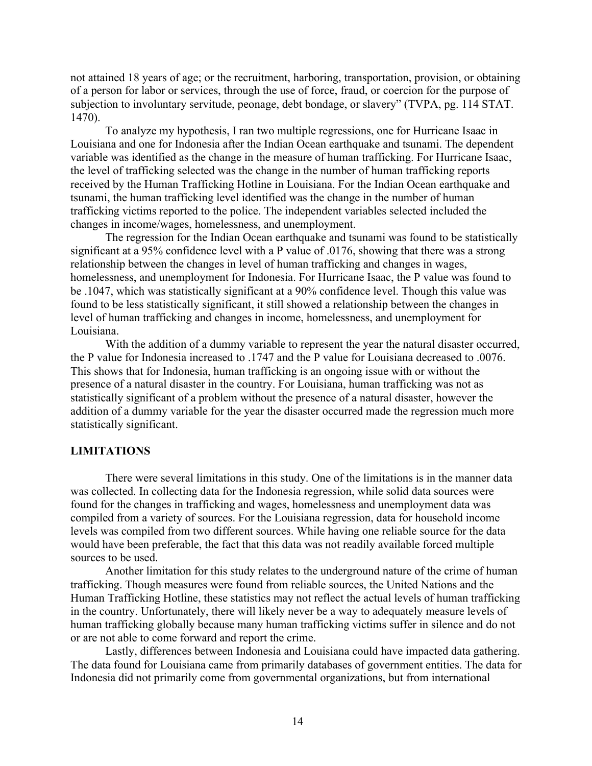not attained 18 years of age; or the recruitment, harboring, transportation, provision, or obtaining of a person for labor or services, through the use of force, fraud, or coercion for the purpose of subjection to involuntary servitude, peonage, debt bondage, or slavery" (TVPA, pg. 114 STAT. 1470).

To analyze my hypothesis, I ran two multiple regressions, one for Hurricane Isaac in Louisiana and one for Indonesia after the Indian Ocean earthquake and tsunami. The dependent variable was identified as the change in the measure of human trafficking. For Hurricane Isaac, the level of trafficking selected was the change in the number of human trafficking reports received by the Human Trafficking Hotline in Louisiana. For the Indian Ocean earthquake and tsunami, the human trafficking level identified was the change in the number of human trafficking victims reported to the police. The independent variables selected included the changes in income/wages, homelessness, and unemployment.

The regression for the Indian Ocean earthquake and tsunami was found to be statistically significant at a 95% confidence level with a P value of .0176, showing that there was a strong relationship between the changes in level of human trafficking and changes in wages, homelessness, and unemployment for Indonesia. For Hurricane Isaac, the P value was found to be .1047, which was statistically significant at a 90% confidence level. Though this value was found to be less statistically significant, it still showed a relationship between the changes in level of human trafficking and changes in income, homelessness, and unemployment for Louisiana.

With the addition of a dummy variable to represent the year the natural disaster occurred, the P value for Indonesia increased to .1747 and the P value for Louisiana decreased to .0076. This shows that for Indonesia, human trafficking is an ongoing issue with or without the presence of a natural disaster in the country. For Louisiana, human trafficking was not as statistically significant of a problem without the presence of a natural disaster, however the addition of a dummy variable for the year the disaster occurred made the regression much more statistically significant.

## LIMITATIONS

There were several limitations in this study. One of the limitations is in the manner data was collected. In collecting data for the Indonesia regression, while solid data sources were found for the changes in trafficking and wages, homelessness and unemployment data was compiled from a variety of sources. For the Louisiana regression, data for household income levels was compiled from two different sources. While having one reliable source for the data would have been preferable, the fact that this data was not readily available forced multiple sources to be used.

Another limitation for this study relates to the underground nature of the crime of human trafficking. Though measures were found from reliable sources, the United Nations and the Human Trafficking Hotline, these statistics may not reflect the actual levels of human trafficking in the country. Unfortunately, there will likely never be a way to adequately measure levels of human trafficking globally because many human trafficking victims suffer in silence and do not or are not able to come forward and report the crime.

Lastly, differences between Indonesia and Louisiana could have impacted data gathering. The data found for Louisiana came from primarily databases of government entities. The data for Indonesia did not primarily come from governmental organizations, but from international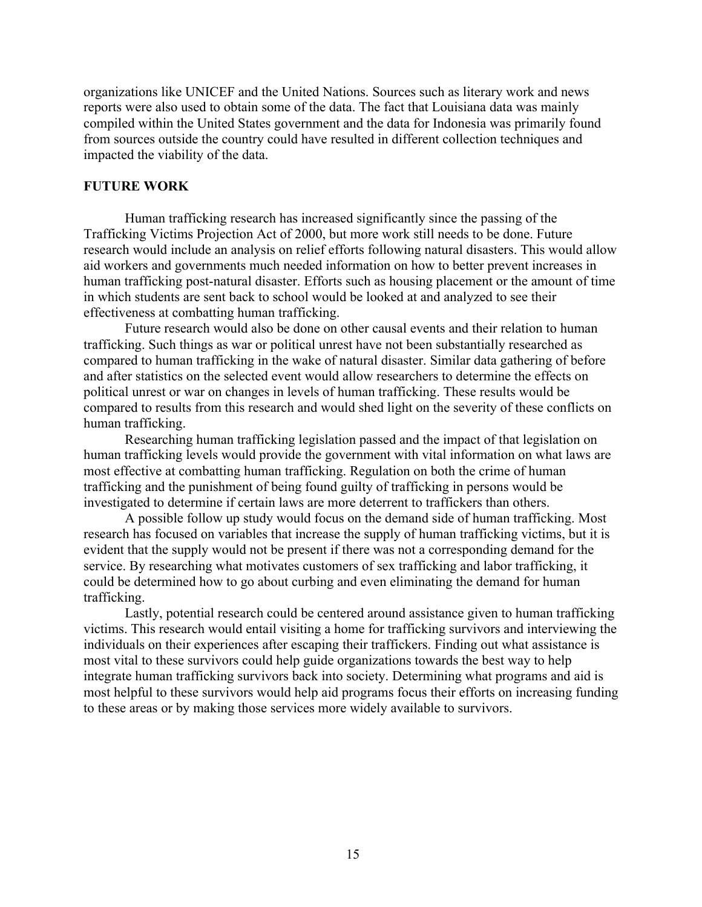organizations like UNICEF and the United Nations. Sources such as literary work and news reports were also used to obtain some of the data. The fact that Louisiana data was mainly compiled within the United States government and the data for Indonesia was primarily found from sources outside the country could have resulted in different collection techniques and impacted the viability of the data.

## FUTURE WORK

Human trafficking research has increased significantly since the passing of the Trafficking Victims Projection Act of 2000, but more work still needs to be done. Future research would include an analysis on relief efforts following natural disasters. This would allow aid workers and governments much needed information on how to better prevent increases in human trafficking post-natural disaster. Efforts such as housing placement or the amount of time in which students are sent back to school would be looked at and analyzed to see their effectiveness at combatting human trafficking.

Future research would also be done on other causal events and their relation to human trafficking. Such things as war or political unrest have not been substantially researched as compared to human trafficking in the wake of natural disaster. Similar data gathering of before and after statistics on the selected event would allow researchers to determine the effects on political unrest or war on changes in levels of human trafficking. These results would be compared to results from this research and would shed light on the severity of these conflicts on human trafficking.

Researching human trafficking legislation passed and the impact of that legislation on human trafficking levels would provide the government with vital information on what laws are most effective at combatting human trafficking. Regulation on both the crime of human trafficking and the punishment of being found guilty of trafficking in persons would be investigated to determine if certain laws are more deterrent to traffickers than others.

A possible follow up study would focus on the demand side of human trafficking. Most research has focused on variables that increase the supply of human trafficking victims, but it is evident that the supply would not be present if there was not a corresponding demand for the service. By researching what motivates customers of sex trafficking and labor trafficking, it could be determined how to go about curbing and even eliminating the demand for human trafficking.

Lastly, potential research could be centered around assistance given to human trafficking victims. This research would entail visiting a home for trafficking survivors and interviewing the individuals on their experiences after escaping their traffickers. Finding out what assistance is most vital to these survivors could help guide organizations towards the best way to help integrate human trafficking survivors back into society. Determining what programs and aid is most helpful to these survivors would help aid programs focus their efforts on increasing funding to these areas or by making those services more widely available to survivors.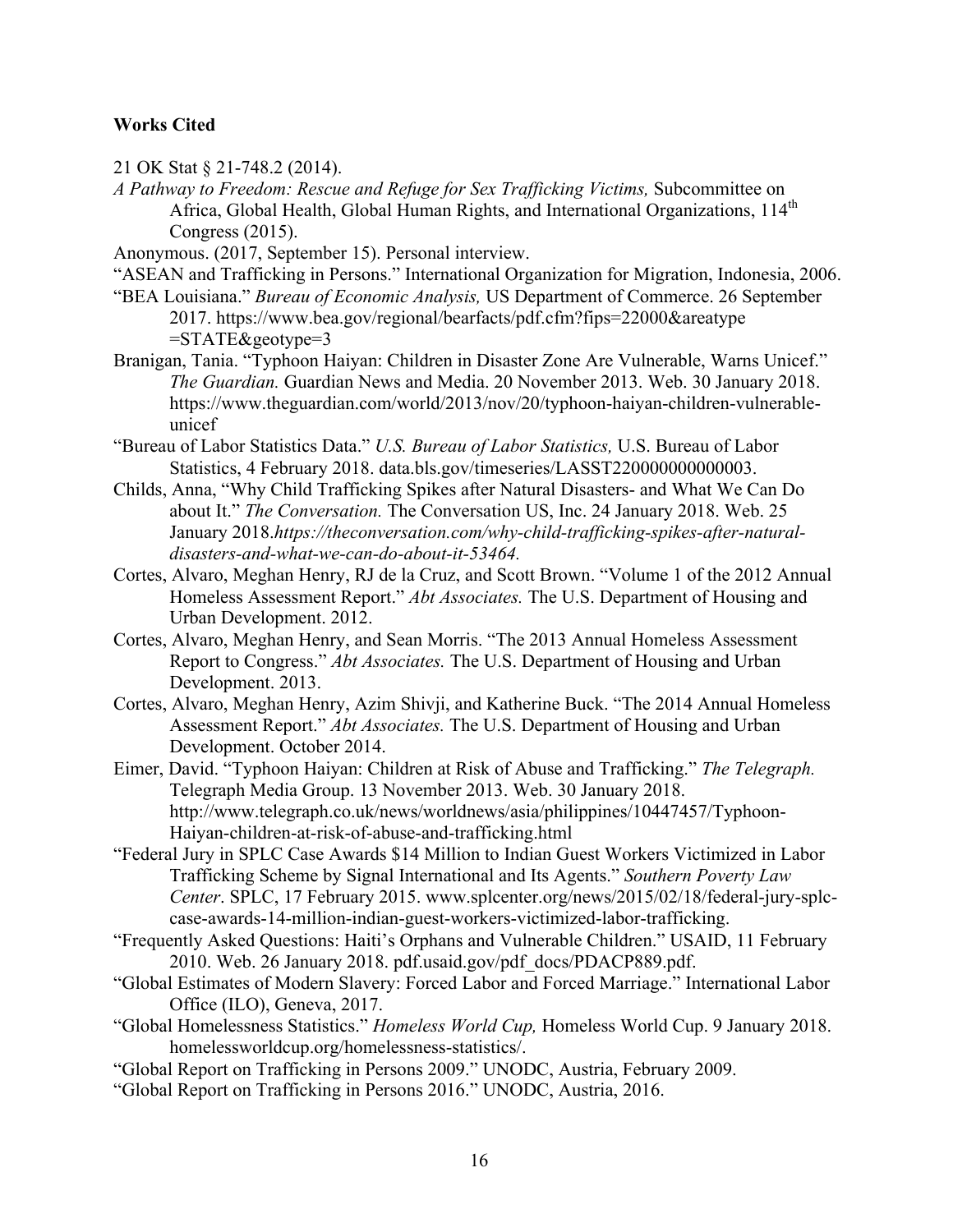**Works Cited**

21 OK Stat § 21-748.2 (2014).

*A Pathway to Freedom: Rescue and Refuge for Sex Trafficking Victims,* Subcommittee on Africa, Global Health, Global Human Rights, and International Organizations, 114th Congress (2015).

Anonymous. (2017, September 15). Personal interview.

"ASEAN and Trafficking in Persons." International Organization for Migration, Indonesia, 2006.

"BEA Louisiana." *Bureau of Economic Analysis,* US Department of Commerce. 26 September 2017. https://www.bea.gov/regional/bearfacts/pdf.cfm?fips=22000&areatype =STATE&geotype=3

Branigan, Tania. "Typhoon Haiyan: Children in Disaster Zone Are Vulnerable, Warns Unicef." *The Guardian.* Guardian News and Media. 20 November 2013. Web. 30 January 2018. https://www.theguardian.com/world/2013/nov/20/typhoon-haiyan-children-vulnerable-unicef

"Bureau of Labor Statistics Data." *U.S. Bureau of Labor Statistics,* U.S. Bureau of Labor Statistics, 4 February 2018. data.bls.gov/timeseries/LASST220000000000003.

Childs, Anna, "Why Child Trafficking Spikes after Natural Disasters- and What We Can Do about It." *The Conversation.* The Conversation US, Inc. 24 January 2018. Web. 25 January 2018.*https://theconversation.com/why-child-trafficking-spikes-after-natural-disasters-and-what-we-can-do-about-it-53464.*

Cortes, Alvaro, Meghan Henry, RJ de la Cruz, and Scott Brown. "Volume 1 of the 2012 Annual Homeless Assessment Report." *Abt Associates.* The U.S. Department of Housing and Urban Development. 2012.

Cortes, Alvaro, Meghan Henry, and Sean Morris. "The 2013 Annual Homeless Assessment Report to Congress." *Abt Associates.* The U.S. Department of Housing and Urban Development. 2013.

Cortes, Alvaro, Meghan Henry, Azim Shivji, and Katherine Buck. "The 2014 Annual Homeless Assessment Report." *Abt Associates.* The U.S. Department of Housing and Urban Development. October 2014.

Eimer, David. "Typhoon Haiyan: Children at Risk of Abuse and Trafficking." *The Telegraph.* Telegraph Media Group. 13 November 2013. Web. 30 January 2018. http://www.telegraph.co.uk/news/worldnews/asia/philippines/10447457/Typhoon-Haiyan-children-at-risk-of-abuse-and-trafficking.html

"Federal Jury in SPLC Case Awards $14 Million to Indian Guest Workers Victimized in Labor Trafficking Scheme by Signal International and Its Agents." *Southern Poverty Law Center*. SPLC, 17 February 2015. www.splcenter.org/news/2015/02/18/federal-jury-splc-case-awards-14-million-indian-guest-workers-victimized-labor-trafficking.

"Frequently Asked Questions: Haiti's Orphans and Vulnerable Children." USAID, 11 February 2010. Web. 26 January 2018. pdf.usaid.gov/pdf_docs/PDACP889.pdf.

"Global Estimates of Modern Slavery: Forced Labor and Forced Marriage." International Labor Office (ILO), Geneva, 2017.

"Global Homelessness Statistics." *Homeless World Cup,* Homeless World Cup. 9 January 2018. homelessworldcup.org/homelessness-statistics/.

"Global Report on Trafficking in Persons 2009." UNODC, Austria, February 2009.

"Global Report on Trafficking in Persons 2016." UNODC, Austria, 2016.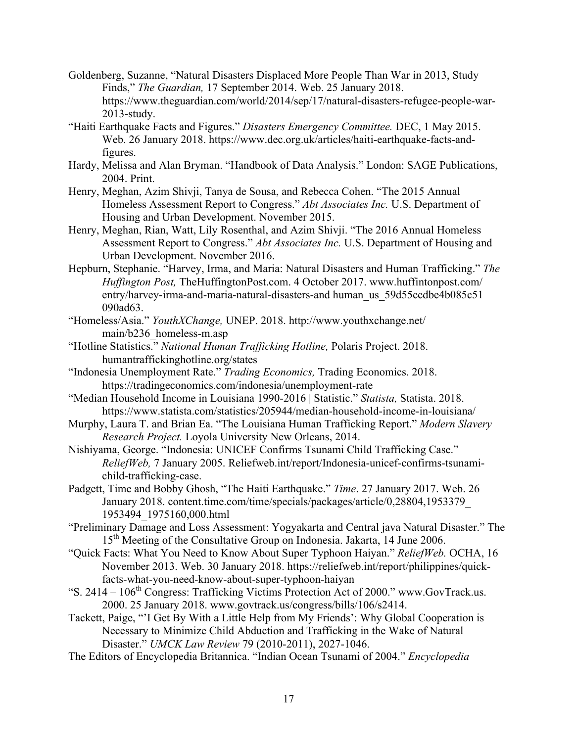Goldenberg, Suzanne, "Natural Disasters Displaced More People Than War in 2013, Study Finds," *The Guardian,* 17 September 2014. Web. 25 January 2018. https://www.theguardian.com/world/2014/sep/17/natural-disasters-refugee-people-war-2013-study.

"Haiti Earthquake Facts and Figures." *Disasters Emergency Committee.* DEC, 1 May 2015. Web. 26 January 2018. https://www.dec.org.uk/articles/haiti-earthquake-facts-and-figures.

Hardy, Melissa and Alan Bryman. "Handbook of Data Analysis." London: SAGE Publications, 2004. Print.

Henry, Meghan, Azim Shivji, Tanya de Sousa, and Rebecca Cohen. "The 2015 Annual Homeless Assessment Report to Congress." *Abt Associates Inc.* U.S. Department of Housing and Urban Development. November 2015.

Henry, Meghan, Rian, Watt, Lily Rosenthal, and Azim Shivji. "The 2016 Annual Homeless Assessment Report to Congress." *Abt Associates Inc.* U.S. Department of Housing and Urban Development. November 2016.

Hepburn, Stephanie. "Harvey, Irma, and Maria: Natural Disasters and Human Trafficking." *The Huffington Post,* TheHuffingtonPost.com. 4 October 2017. www.huffintonpost.com/entry/harvey-irma-and-maria-natural-disasters-and human_us_59d55ccdbe4b085c51090ad63.

"Homeless/Asia." *YouthXChange,* UNEP. 2018. http://www.youthxchange.net/main/b236_homeless-m.asp

"Hotline Statistics." *National Human Trafficking Hotline,* Polaris Project. 2018. humantraffickinghotline.org/states

"Indonesia Unemployment Rate." *Trading Economics,* Trading Economics. 2018. https://tradingeconomics.com/indonesia/unemployment-rate

"Median Household Income in Louisiana 1990-2016 | Statistic." *Statista,* Statista. 2018. https://www.statista.com/statistics/205944/median-household-income-in-louisiana/

Murphy, Laura T. and Brian Ea. "The Louisiana Human Trafficking Report." *Modern Slavery Research Project.* Loyola University New Orleans, 2014.

Nishiyama, George. "Indonesia: UNICEF Confirms Tsunami Child Trafficking Case." *ReliefWeb,* 7 January 2005. Reliefweb.int/report/Indonesia-unicef-confirms-tsunami-child-trafficking-case.

Padgett, Time and Bobby Ghosh, "The Haiti Earthquake." *Time*. 27 January 2017. Web. 26 January 2018. content.time.com/time/specials/packages/article/0,28804,1953379_1953494_1975160,000.html

"Preliminary Damage and Loss Assessment: Yogyakarta and Central java Natural Disaster." The 15th Meeting of the Consultative Group on Indonesia. Jakarta, 14 June 2006.

"Quick Facts: What You Need to Know About Super Typhoon Haiyan." *ReliefWeb.* OCHA, 16 November 2013. Web. 30 January 2018. https://reliefweb.int/report/philippines/quick-facts-what-you-need-know-about-super-typhoon-haiyan

"S. 2414 – 106th Congress: Trafficking Victims Protection Act of 2000." www.GovTrack.us. 2000. 25 January 2018. www.govtrack.us/congress/bills/106/s2414.

Tackett, Paige, "'I Get By With a Little Help from My Friends': Why Global Cooperation is Necessary to Minimize Child Abduction and Trafficking in the Wake of Natural Disaster." *UMCK Law Review* 79 (2010-2011), 2027-1046.

The Editors of Encyclopedia Britannica. "Indian Ocean Tsunami of 2004." *Encyclopedia*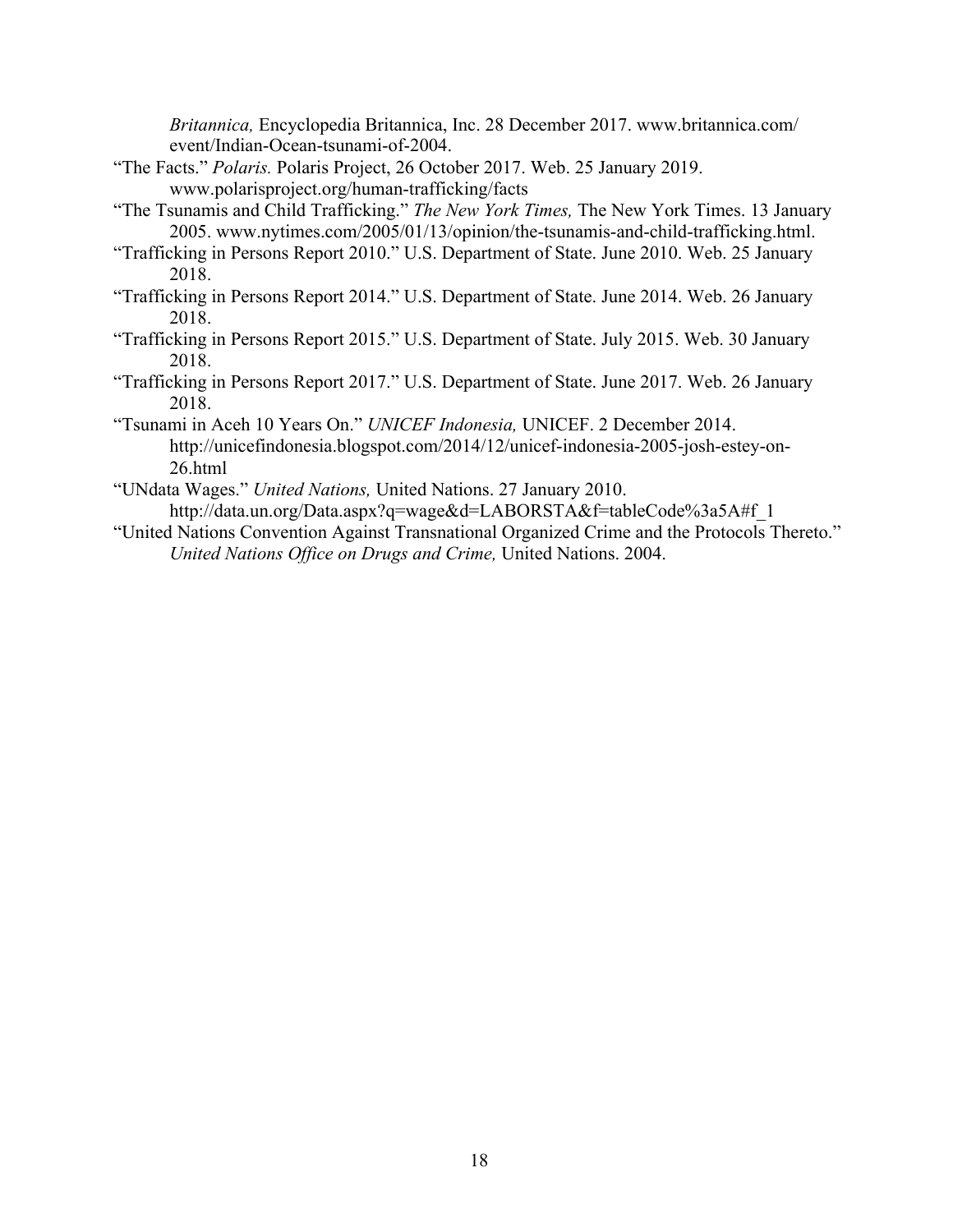*Britannica,* Encyclopedia Britannica, Inc. 28 December 2017. www.britannica.com/event/Indian-Ocean-tsunami-of-2004.

"The Facts." *Polaris.* Polaris Project, 26 October 2017. Web. 25 January 2019. www.polarisproject.org/human-trafficking/facts

"The Tsunamis and Child Trafficking." *The New York Times,* The New York Times. 13 January 2005. www.nytimes.com/2005/01/13/opinion/the-tsunamis-and-child-trafficking.html.

"Trafficking in Persons Report 2010." U.S. Department of State. June 2010. Web. 25 January 2018.

"Trafficking in Persons Report 2014." U.S. Department of State. June 2014. Web. 26 January 2018.

"Trafficking in Persons Report 2015." U.S. Department of State. July 2015. Web. 30 January 2018.

"Trafficking in Persons Report 2017." U.S. Department of State. June 2017. Web. 26 January 2018.

"Tsunami in Aceh 10 Years On." *UNICEF Indonesia,* UNICEF. 2 December 2014. http://unicefindonesia.blogspot.com/2014/12/unicef-indonesia-2005-josh-estey-on-26.html

"UNdata Wages." *United Nations,* United Nations. 27 January 2010. http://data.un.org/Data.aspx?q=wage&d=LABORSTA&f=tableCode%3a5A#f_1

"United Nations Convention Against Transnational Organized Crime and the Protocols Thereto." *United Nations Office on Drugs and Crime,* United Nations. 2004.